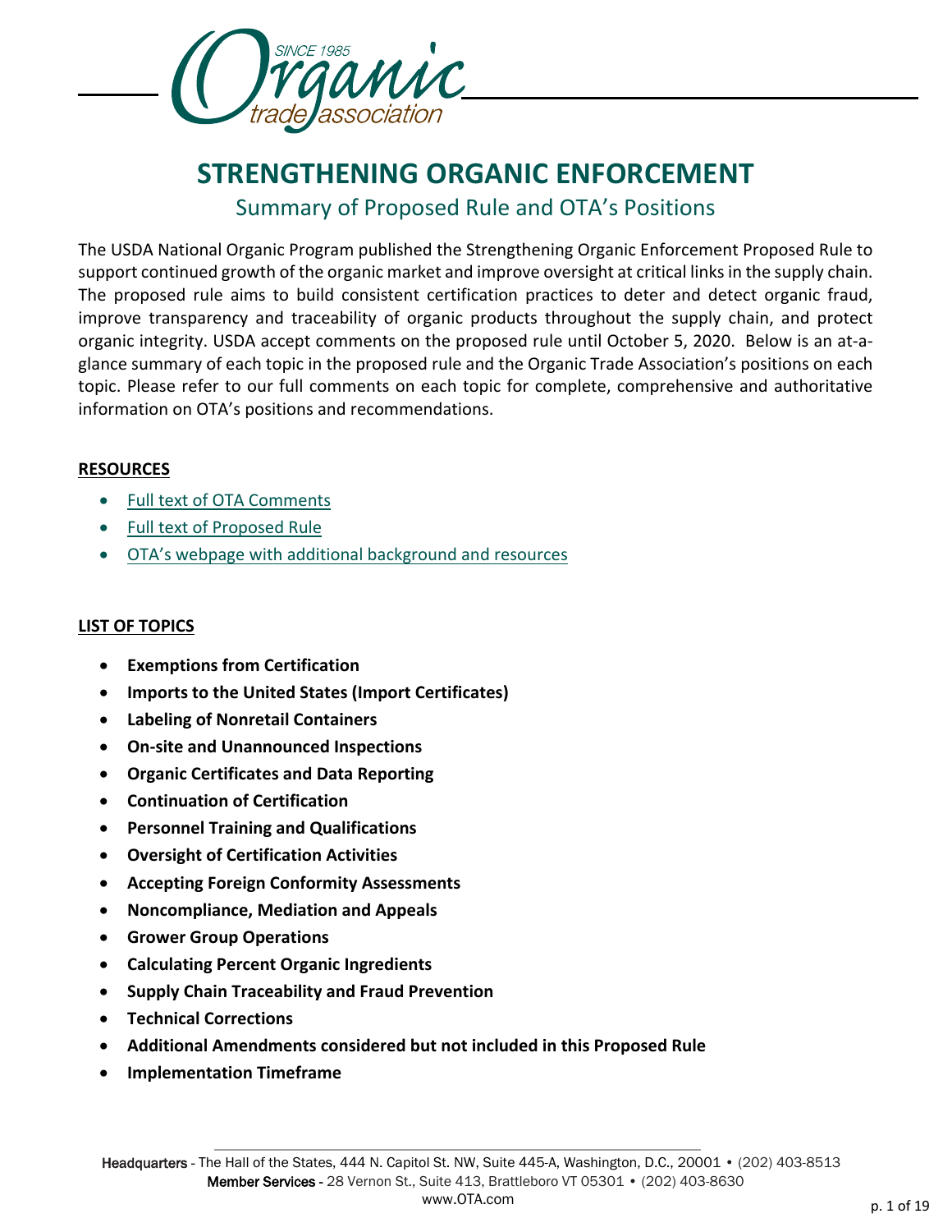# STRENGTHENING ORGANIC ENFORCEMENT

## Summary of Proposed Rule and OTA's Positions

The USDA National Organic Program published the Strengthening Organic Enforcement Proposed Rule to support continued growth of the organic market and improve oversight at critical links in the supply chain. The proposed rule aims to build consistent certification practices to deter and detect organic fraud, improve transparency and traceability of organic products throughout the supply chain, and protect organic integrity. USDA accept comments on the proposed rule until October 5, 2020. Below is an at-a-glance summary of each topic in the proposed rule and the Organic Trade Association's positions on each topic. Please refer to our full comments on each topic for complete, comprehensive and authoritative information on OTA's positions and recommendations.

**RESOURCES**

- Full text of OTA Comments
- Full text of Proposed Rule
- OTA's webpage with additional background and resources

**LIST OF TOPICS**

- **Exemptions from Certification**
- **Imports to the United States (Import Certificates)**
- **Labeling of Nonretail Containers**
- **On-site and Unannounced Inspections**
- **Organic Certificates and Data Reporting**
- **Continuation of Certification**
- **Personnel Training and Qualifications**
- **Oversight of Certification Activities**
- **Accepting Foreign Conformity Assessments**
- **Noncompliance, Mediation and Appeals**
- **Grower Group Operations**
- **Calculating Percent Organic Ingredients**
- **Supply Chain Traceability and Fraud Prevention**
- **Technical Corrections**
- **Additional Amendments considered but not included in this Proposed Rule**
- **Implementation Timeframe**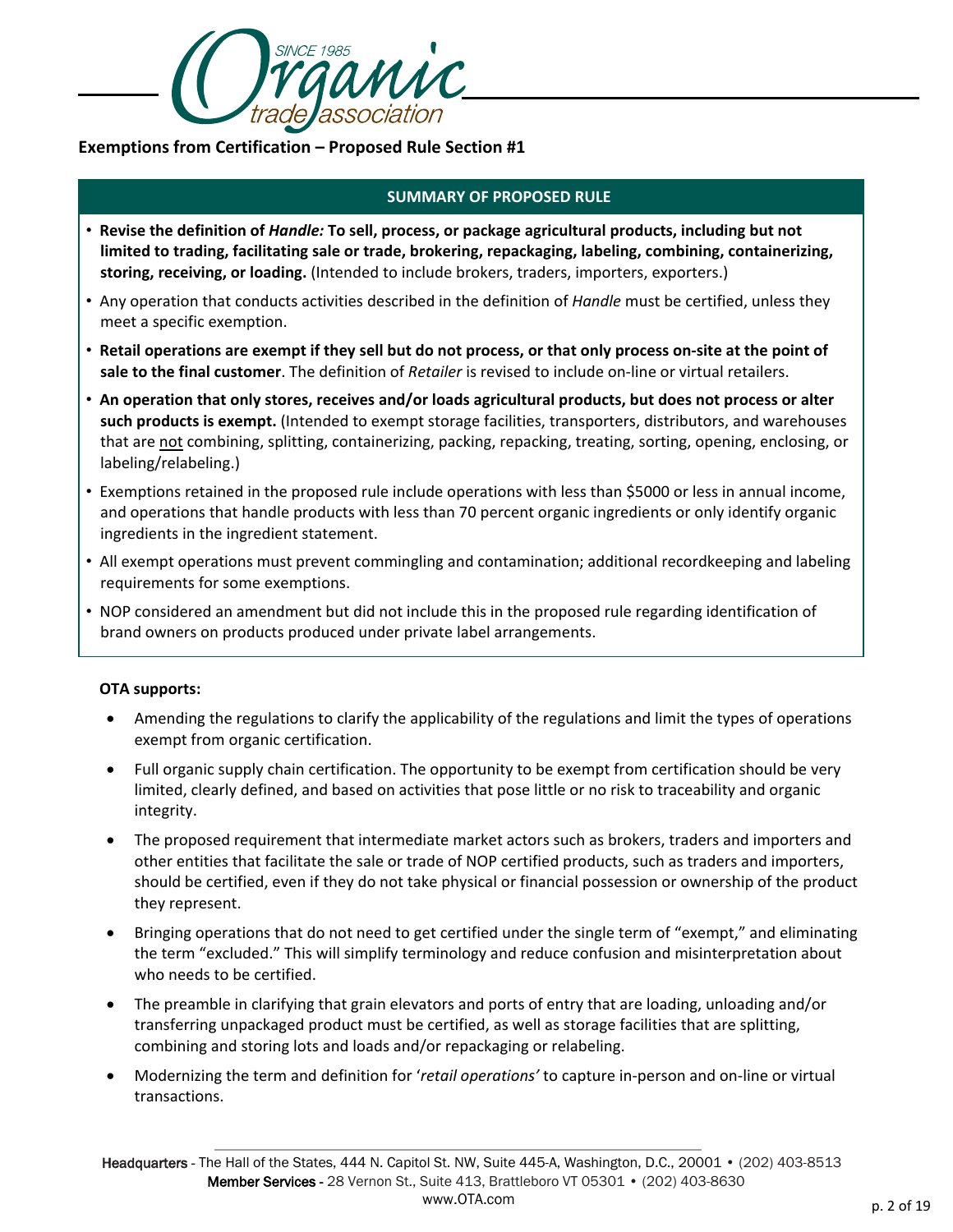**Exemptions from Certification – Proposed Rule Section #1**

**SUMMARY OF PROPOSED RULE**

- **Revise the definition of *Handle:* To sell, process, or package agricultural products, including but not limited to trading, facilitating sale or trade, brokering, repackaging, labeling, combining, containerizing, storing, receiving, or loading.** (Intended to include brokers, traders, importers, exporters.)
- Any operation that conducts activities described in the definition of *Handle* must be certified, unless they meet a specific exemption.
- **Retail operations are exempt if they sell but do not process, or that only process on-site at the point of sale to the final customer**. The definition of *Retailer* is revised to include on-line or virtual retailers.
- **An operation that only stores, receives and/or loads agricultural products, but does not process or alter such products is exempt.** (Intended to exempt storage facilities, transporters, distributors, and warehouses that are not combining, splitting, containerizing, packing, repacking, treating, sorting, opening, enclosing, or labeling/relabeling.)
- Exemptions retained in the proposed rule include operations with less than $5000 or less in annual income, and operations that handle products with less than 70 percent organic ingredients or only identify organic ingredients in the ingredient statement.
- All exempt operations must prevent commingling and contamination; additional recordkeeping and labeling requirements for some exemptions.
- NOP considered an amendment but did not include this in the proposed rule regarding identification of brand owners on products produced under private label arrangements.

**OTA supports:**

- Amending the regulations to clarify the applicability of the regulations and limit the types of operations exempt from organic certification.
- Full organic supply chain certification. The opportunity to be exempt from certification should be very limited, clearly defined, and based on activities that pose little or no risk to traceability and organic integrity.
- The proposed requirement that intermediate market actors such as brokers, traders and importers and other entities that facilitate the sale or trade of NOP certified products, such as traders and importers, should be certified, even if they do not take physical or financial possession or ownership of the product they represent.
- Bringing operations that do not need to get certified under the single term of "exempt," and eliminating the term "excluded." This will simplify terminology and reduce confusion and misinterpretation about who needs to be certified.
- The preamble in clarifying that grain elevators and ports of entry that are loading, unloading and/or transferring unpackaged product must be certified, as well as storage facilities that are splitting, combining and storing lots and loads and/or repackaging or relabeling.
- Modernizing the term and definition for '*retail operations'* to capture in-person and on-line or virtual transactions.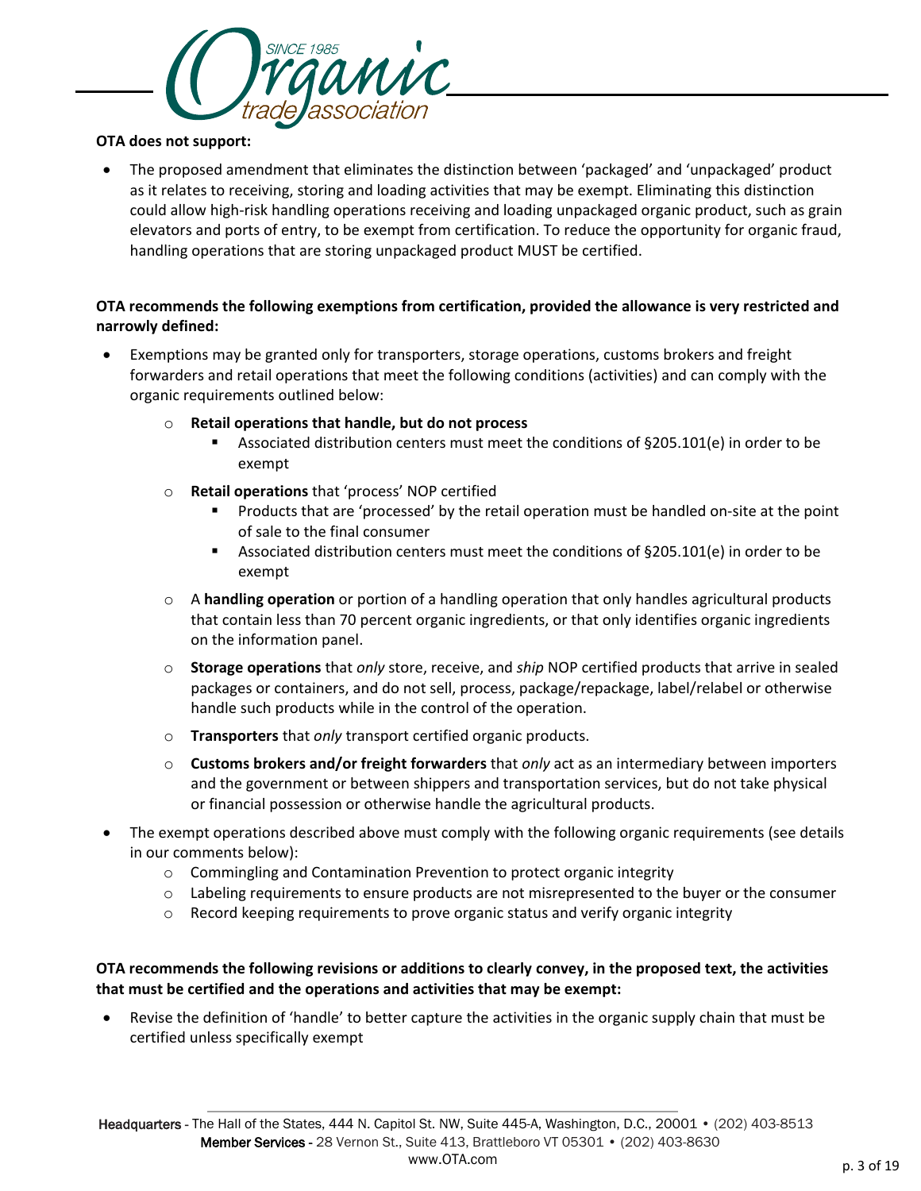**OTA does not support:**

- The proposed amendment that eliminates the distinction between 'packaged' and 'unpackaged' product as it relates to receiving, storing and loading activities that may be exempt. Eliminating this distinction could allow high-risk handling operations receiving and loading unpackaged organic product, such as grain elevators and ports of entry, to be exempt from certification. To reduce the opportunity for organic fraud, handling operations that are storing unpackaged product MUST be certified.

**OTA recommends the following exemptions from certification, provided the allowance is very restricted and narrowly defined:**

- Exemptions may be granted only for transporters, storage operations, customs brokers and freight forwarders and retail operations that meet the following conditions (activities) and can comply with the organic requirements outlined below:
  - **Retail operations that handle, but do not process**
    - Associated distribution centers must meet the conditions of §205.101(e) in order to be exempt
  - **Retail operations** that 'process' NOP certified
    - Products that are 'processed' by the retail operation must be handled on-site at the point of sale to the final consumer
    - Associated distribution centers must meet the conditions of §205.101(e) in order to be exempt
  - A **handling operation** or portion of a handling operation that only handles agricultural products that contain less than 70 percent organic ingredients, or that only identifies organic ingredients on the information panel.
  - **Storage operations** that *only* store, receive, and *ship* NOP certified products that arrive in sealed packages or containers, and do not sell, process, package/repackage, label/relabel or otherwise handle such products while in the control of the operation.
  - **Transporters** that *only* transport certified organic products.
  - **Customs brokers and/or freight forwarders** that *only* act as an intermediary between importers and the government or between shippers and transportation services, but do not take physical or financial possession or otherwise handle the agricultural products.
- The exempt operations described above must comply with the following organic requirements (see details in our comments below):
  - Commingling and Contamination Prevention to protect organic integrity
  - Labeling requirements to ensure products are not misrepresented to the buyer or the consumer
  - Record keeping requirements to prove organic status and verify organic integrity

**OTA recommends the following revisions or additions to clearly convey, in the proposed text, the activities that must be certified and the operations and activities that may be exempt:**

- Revise the definition of 'handle' to better capture the activities in the organic supply chain that must be certified unless specifically exempt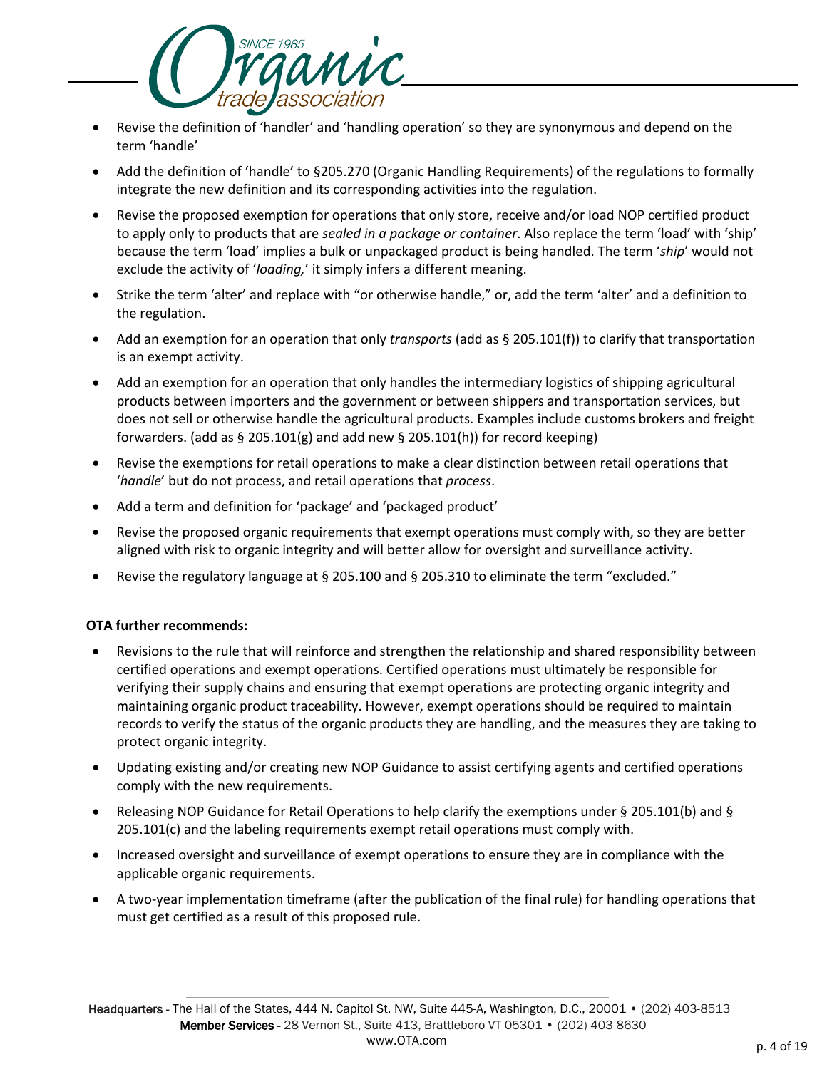- Revise the definition of 'handler' and 'handling operation' so they are synonymous and depend on the term 'handle'
- Add the definition of 'handle' to §205.270 (Organic Handling Requirements) of the regulations to formally integrate the new definition and its corresponding activities into the regulation.
- Revise the proposed exemption for operations that only store, receive and/or load NOP certified product to apply only to products that are *sealed in a package or container*. Also replace the term 'load' with 'ship' because the term 'load' implies a bulk or unpackaged product is being handled. The term '*ship*' would not exclude the activity of '*loading,*' it simply infers a different meaning.
- Strike the term 'alter' and replace with "or otherwise handle," or, add the term 'alter' and a definition to the regulation.
- Add an exemption for an operation that only *transports* (add as § 205.101(f)) to clarify that transportation is an exempt activity.
- Add an exemption for an operation that only handles the intermediary logistics of shipping agricultural products between importers and the government or between shippers and transportation services, but does not sell or otherwise handle the agricultural products. Examples include customs brokers and freight forwarders. (add as § 205.101(g) and add new § 205.101(h)) for record keeping)
- Revise the exemptions for retail operations to make a clear distinction between retail operations that '*handle*' but do not process, and retail operations that *process*.
- Add a term and definition for 'package' and 'packaged product'
- Revise the proposed organic requirements that exempt operations must comply with, so they are better aligned with risk to organic integrity and will better allow for oversight and surveillance activity.
- Revise the regulatory language at § 205.100 and § 205.310 to eliminate the term "excluded."

**OTA further recommends:**

- Revisions to the rule that will reinforce and strengthen the relationship and shared responsibility between certified operations and exempt operations. Certified operations must ultimately be responsible for verifying their supply chains and ensuring that exempt operations are protecting organic integrity and maintaining organic product traceability. However, exempt operations should be required to maintain records to verify the status of the organic products they are handling, and the measures they are taking to protect organic integrity.
- Updating existing and/or creating new NOP Guidance to assist certifying agents and certified operations comply with the new requirements.
- Releasing NOP Guidance for Retail Operations to help clarify the exemptions under § 205.101(b) and § 205.101(c) and the labeling requirements exempt retail operations must comply with.
- Increased oversight and surveillance of exempt operations to ensure they are in compliance with the applicable organic requirements.
- A two-year implementation timeframe (after the publication of the final rule) for handling operations that must get certified as a result of this proposed rule.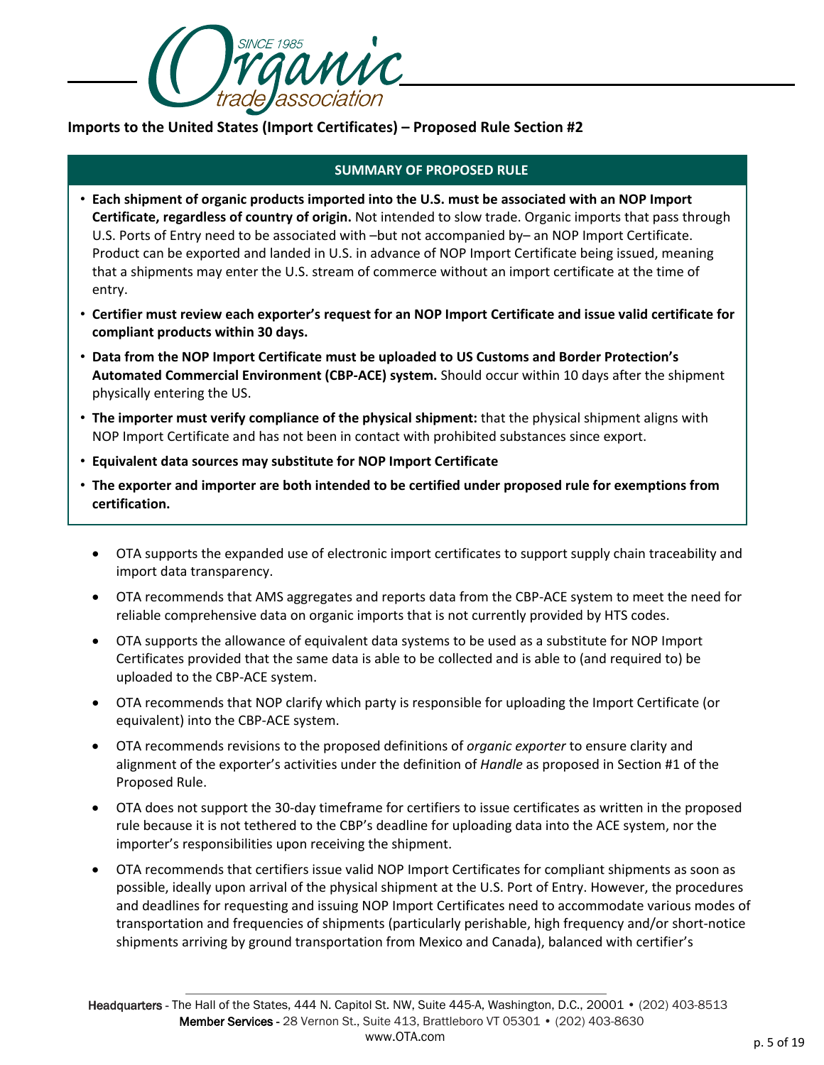## Imports to the United States (Import Certificates) – Proposed Rule Section #2

**SUMMARY OF PROPOSED RULE**

- **Each shipment of organic products imported into the U.S. must be associated with an NOP Import Certificate, regardless of country of origin.** Not intended to slow trade. Organic imports that pass through U.S. Ports of Entry need to be associated with –but not accompanied by– an NOP Import Certificate. Product can be exported and landed in U.S. in advance of NOP Import Certificate being issued, meaning that a shipments may enter the U.S. stream of commerce without an import certificate at the time of entry.
- **Certifier must review each exporter's request for an NOP Import Certificate and issue valid certificate for compliant products within 30 days.**
- **Data from the NOP Import Certificate must be uploaded to US Customs and Border Protection's Automated Commercial Environment (CBP-ACE) system.** Should occur within 10 days after the shipment physically entering the US.
- **The importer must verify compliance of the physical shipment:** that the physical shipment aligns with NOP Import Certificate and has not been in contact with prohibited substances since export.
- **Equivalent data sources may substitute for NOP Import Certificate**
- **The exporter and importer are both intended to be certified under proposed rule for exemptions from certification.**

- OTA supports the expanded use of electronic import certificates to support supply chain traceability and import data transparency.
- OTA recommends that AMS aggregates and reports data from the CBP-ACE system to meet the need for reliable comprehensive data on organic imports that is not currently provided by HTS codes.
- OTA supports the allowance of equivalent data systems to be used as a substitute for NOP Import Certificates provided that the same data is able to be collected and is able to (and required to) be uploaded to the CBP-ACE system.
- OTA recommends that NOP clarify which party is responsible for uploading the Import Certificate (or equivalent) into the CBP-ACE system.
- OTA recommends revisions to the proposed definitions of *organic exporter* to ensure clarity and alignment of the exporter's activities under the definition of *Handle* as proposed in Section #1 of the Proposed Rule.
- OTA does not support the 30-day timeframe for certifiers to issue certificates as written in the proposed rule because it is not tethered to the CBP's deadline for uploading data into the ACE system, nor the importer's responsibilities upon receiving the shipment.
- OTA recommends that certifiers issue valid NOP Import Certificates for compliant shipments as soon as possible, ideally upon arrival of the physical shipment at the U.S. Port of Entry. However, the procedures and deadlines for requesting and issuing NOP Import Certificates need to accommodate various modes of transportation and frequencies of shipments (particularly perishable, high frequency and/or short-notice shipments arriving by ground transportation from Mexico and Canada), balanced with certifier's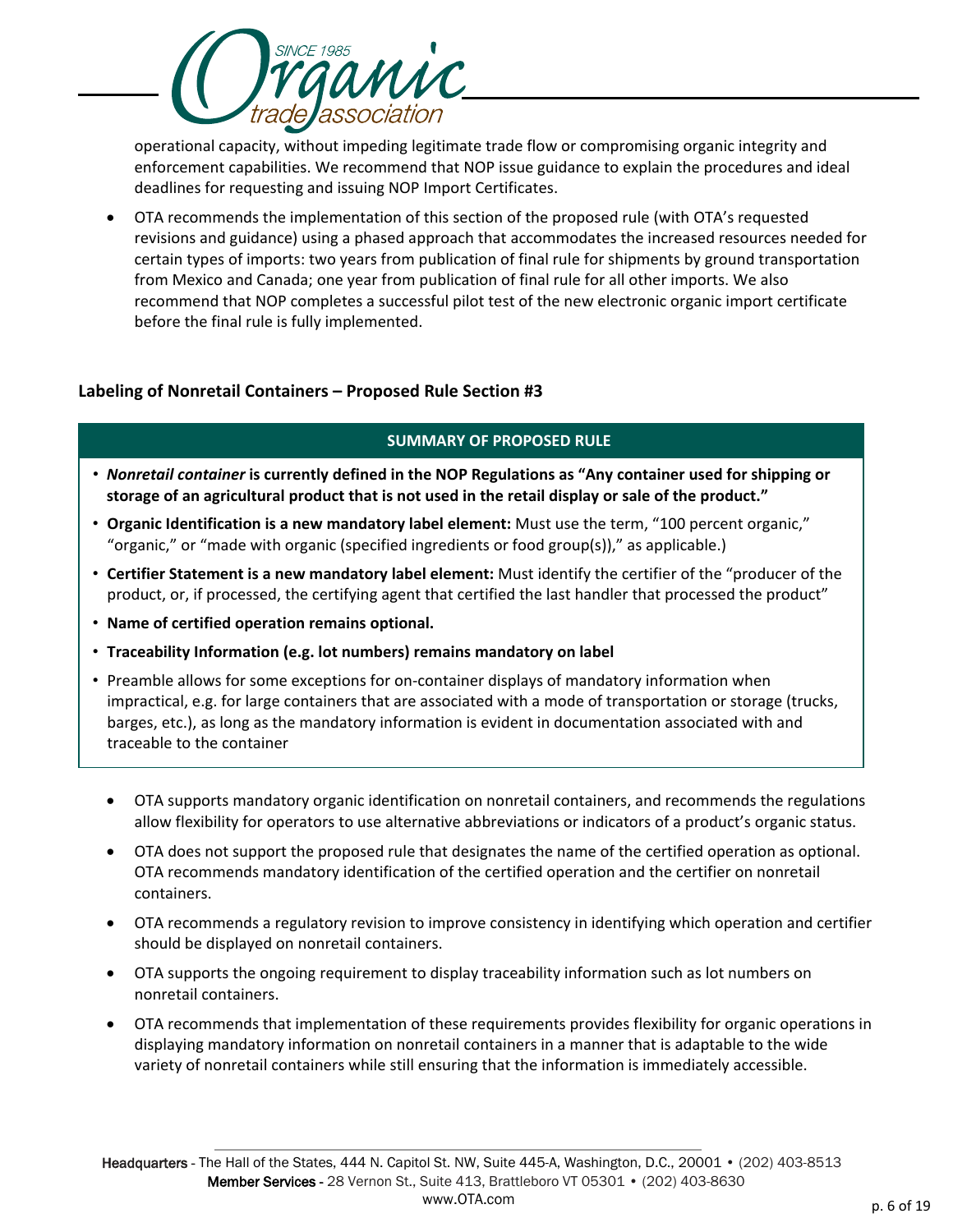operational capacity, without impeding legitimate trade flow or compromising organic integrity and enforcement capabilities. We recommend that NOP issue guidance to explain the procedures and ideal deadlines for requesting and issuing NOP Import Certificates.

- OTA recommends the implementation of this section of the proposed rule (with OTA's requested revisions and guidance) using a phased approach that accommodates the increased resources needed for certain types of imports: two years from publication of final rule for shipments by ground transportation from Mexico and Canada; one year from publication of final rule for all other imports. We also recommend that NOP completes a successful pilot test of the new electronic organic import certificate before the final rule is fully implemented.

### Labeling of Nonretail Containers – Proposed Rule Section #3

**SUMMARY OF PROPOSED RULE**

- ***Nonretail container*** **is currently defined in the NOP Regulations as "Any container used for shipping or storage of an agricultural product that is not used in the retail display or sale of the product."**
- **Organic Identification is a new mandatory label element:** Must use the term, "100 percent organic," "organic," or "made with organic (specified ingredients or food group(s))," as applicable.)
- **Certifier Statement is a new mandatory label element:** Must identify the certifier of the "producer of the product, or, if processed, the certifying agent that certified the last handler that processed the product"
- **Name of certified operation remains optional.**
- **Traceability Information (e.g. lot numbers) remains mandatory on label**
- Preamble allows for some exceptions for on-container displays of mandatory information when impractical, e.g. for large containers that are associated with a mode of transportation or storage (trucks, barges, etc.), as long as the mandatory information is evident in documentation associated with and traceable to the container

- OTA supports mandatory organic identification on nonretail containers, and recommends the regulations allow flexibility for operators to use alternative abbreviations or indicators of a product's organic status.
- OTA does not support the proposed rule that designates the name of the certified operation as optional. OTA recommends mandatory identification of the certified operation and the certifier on nonretail containers.
- OTA recommends a regulatory revision to improve consistency in identifying which operation and certifier should be displayed on nonretail containers.
- OTA supports the ongoing requirement to display traceability information such as lot numbers on nonretail containers.
- OTA recommends that implementation of these requirements provides flexibility for organic operations in displaying mandatory information on nonretail containers in a manner that is adaptable to the wide variety of nonretail containers while still ensuring that the information is immediately accessible.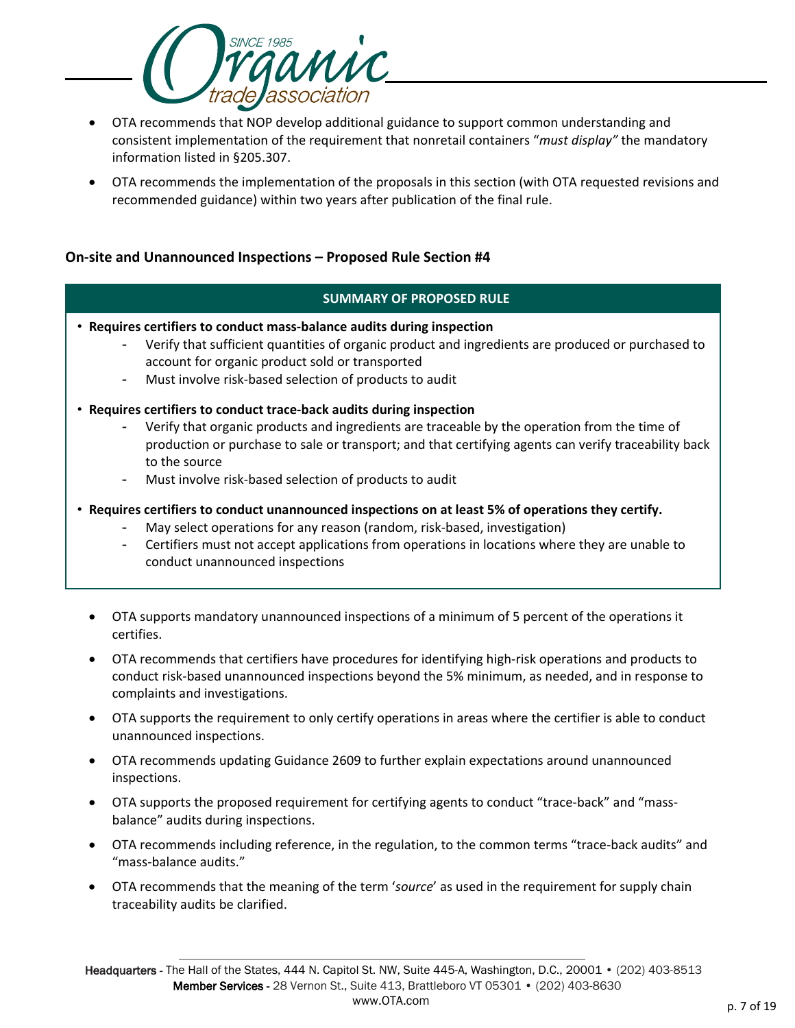- OTA recommends that NOP develop additional guidance to support common understanding and consistent implementation of the requirement that nonretail containers "*must display"* the mandatory information listed in §205.307.
- OTA recommends the implementation of the proposals in this section (with OTA requested revisions and recommended guidance) within two years after publication of the final rule.

### On-site and Unannounced Inspections – Proposed Rule Section #4

**SUMMARY OF PROPOSED RULE**

- **Requires certifiers to conduct mass-balance audits during inspection**
  - Verify that sufficient quantities of organic product and ingredients are produced or purchased to account for organic product sold or transported
  - Must involve risk-based selection of products to audit
- **Requires certifiers to conduct trace-back audits during inspection**
  - Verify that organic products and ingredients are traceable by the operation from the time of production or purchase to sale or transport; and that certifying agents can verify traceability back to the source
  - Must involve risk-based selection of products to audit
- **Requires certifiers to conduct unannounced inspections on at least 5% of operations they certify.**
  - May select operations for any reason (random, risk-based, investigation)
  - Certifiers must not accept applications from operations in locations where they are unable to conduct unannounced inspections

- OTA supports mandatory unannounced inspections of a minimum of 5 percent of the operations it certifies.
- OTA recommends that certifiers have procedures for identifying high-risk operations and products to conduct risk-based unannounced inspections beyond the 5% minimum, as needed, and in response to complaints and investigations.
- OTA supports the requirement to only certify operations in areas where the certifier is able to conduct unannounced inspections.
- OTA recommends updating Guidance 2609 to further explain expectations around unannounced inspections.
- OTA supports the proposed requirement for certifying agents to conduct "trace-back" and "mass-balance" audits during inspections.
- OTA recommends including reference, in the regulation, to the common terms "trace-back audits" and "mass-balance audits."
- OTA recommends that the meaning of the term '*source*' as used in the requirement for supply chain traceability audits be clarified.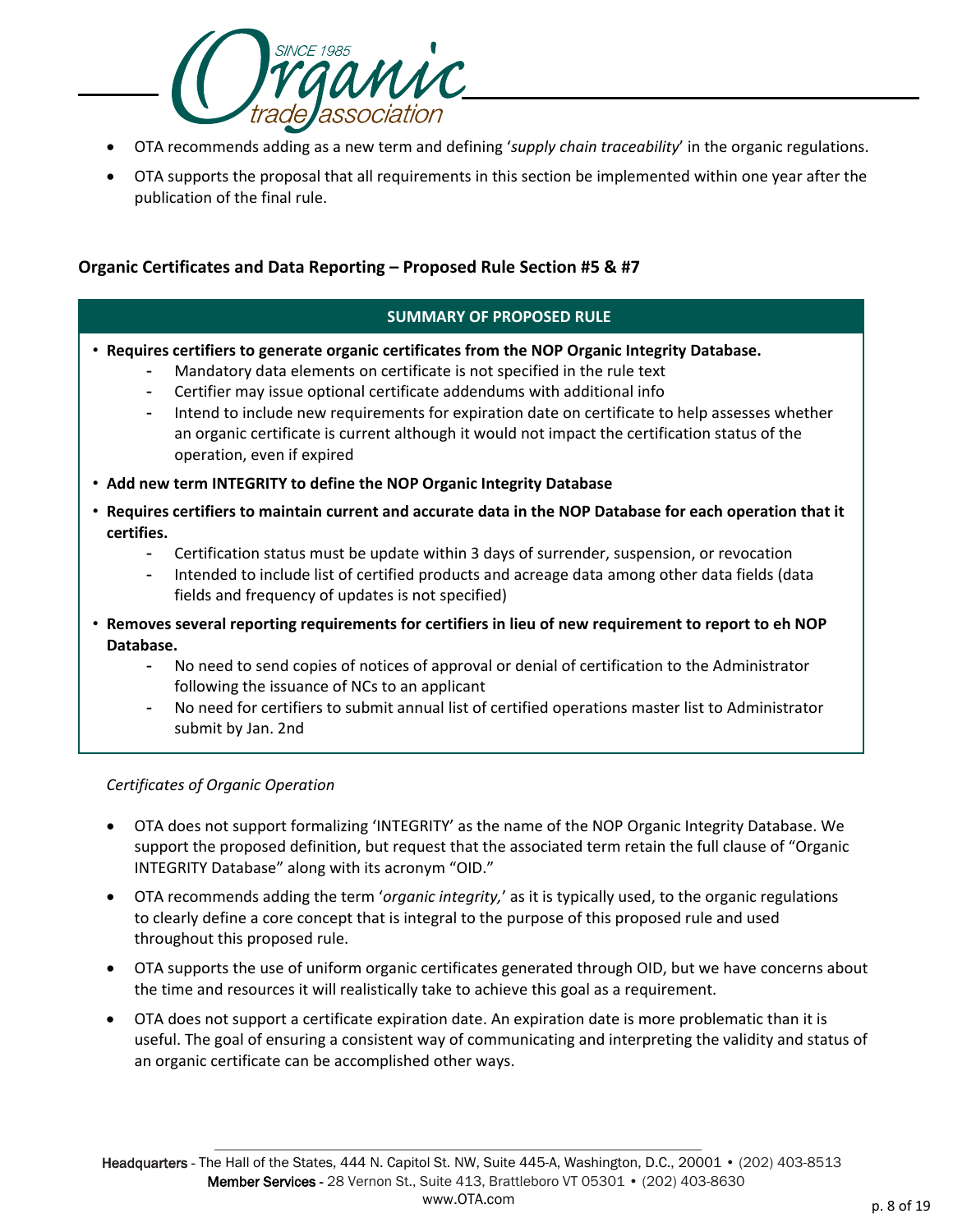- OTA recommends adding as a new term and defining '*supply chain traceability*' in the organic regulations.
- OTA supports the proposal that all requirements in this section be implemented within one year after the publication of the final rule.

## Organic Certificates and Data Reporting – Proposed Rule Section #5 & #7

**SUMMARY OF PROPOSED RULE**

- **Requires certifiers to generate organic certificates from the NOP Organic Integrity Database.**
  - Mandatory data elements on certificate is not specified in the rule text
  - Certifier may issue optional certificate addendums with additional info
  - Intend to include new requirements for expiration date on certificate to help assesses whether an organic certificate is current although it would not impact the certification status of the operation, even if expired
- **Add new term INTEGRITY to define the NOP Organic Integrity Database**
- **Requires certifiers to maintain current and accurate data in the NOP Database for each operation that it certifies.**
  - Certification status must be update within 3 days of surrender, suspension, or revocation
  - Intended to include list of certified products and acreage data among other data fields (data fields and frequency of updates is not specified)
- **Removes several reporting requirements for certifiers in lieu of new requirement to report to eh NOP Database.**
  - No need to send copies of notices of approval or denial of certification to the Administrator following the issuance of NCs to an applicant
  - No need for certifiers to submit annual list of certified operations master list to Administrator submit by Jan. 2nd

*Certificates of Organic Operation*

- OTA does not support formalizing 'INTEGRITY' as the name of the NOP Organic Integrity Database. We support the proposed definition, but request that the associated term retain the full clause of "Organic INTEGRITY Database" along with its acronym "OID."
- OTA recommends adding the term '*organic integrity,*' as it is typically used, to the organic regulations to clearly define a core concept that is integral to the purpose of this proposed rule and used throughout this proposed rule.
- OTA supports the use of uniform organic certificates generated through OID, but we have concerns about the time and resources it will realistically take to achieve this goal as a requirement.
- OTA does not support a certificate expiration date. An expiration date is more problematic than it is useful. The goal of ensuring a consistent way of communicating and interpreting the validity and status of an organic certificate can be accomplished other ways.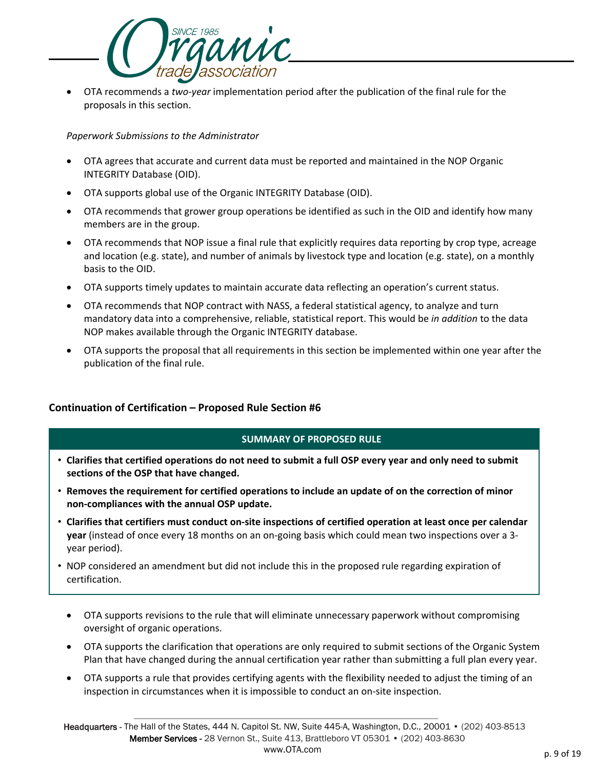- OTA recommends a *two-year* implementation period after the publication of the final rule for the proposals in this section.

*Paperwork Submissions to the Administrator*

- OTA agrees that accurate and current data must be reported and maintained in the NOP Organic INTEGRITY Database (OID).
- OTA supports global use of the Organic INTEGRITY Database (OID).
- OTA recommends that grower group operations be identified as such in the OID and identify how many members are in the group.
- OTA recommends that NOP issue a final rule that explicitly requires data reporting by crop type, acreage and location (e.g. state), and number of animals by livestock type and location (e.g. state), on a monthly basis to the OID.
- OTA supports timely updates to maintain accurate data reflecting an operation's current status.
- OTA recommends that NOP contract with NASS, a federal statistical agency, to analyze and turn mandatory data into a comprehensive, reliable, statistical report. This would be *in addition* to the data NOP makes available through the Organic INTEGRITY database.
- OTA supports the proposal that all requirements in this section be implemented within one year after the publication of the final rule.

## Continuation of Certification – Proposed Rule Section #6

**SUMMARY OF PROPOSED RULE**

- **Clarifies that certified operations do not need to submit a full OSP every year and only need to submit sections of the OSP that have changed.**
- **Removes the requirement for certified operations to include an update of on the correction of minor non-compliances with the annual OSP update.**
- **Clarifies that certifiers must conduct on-site inspections of certified operation at least once per calendar year** (instead of once every 18 months on an on-going basis which could mean two inspections over a 3-year period).
- NOP considered an amendment but did not include this in the proposed rule regarding expiration of certification.

- OTA supports revisions to the rule that will eliminate unnecessary paperwork without compromising oversight of organic operations.
- OTA supports the clarification that operations are only required to submit sections of the Organic System Plan that have changed during the annual certification year rather than submitting a full plan every year.
- OTA supports a rule that provides certifying agents with the flexibility needed to adjust the timing of an inspection in circumstances when it is impossible to conduct an on-site inspection.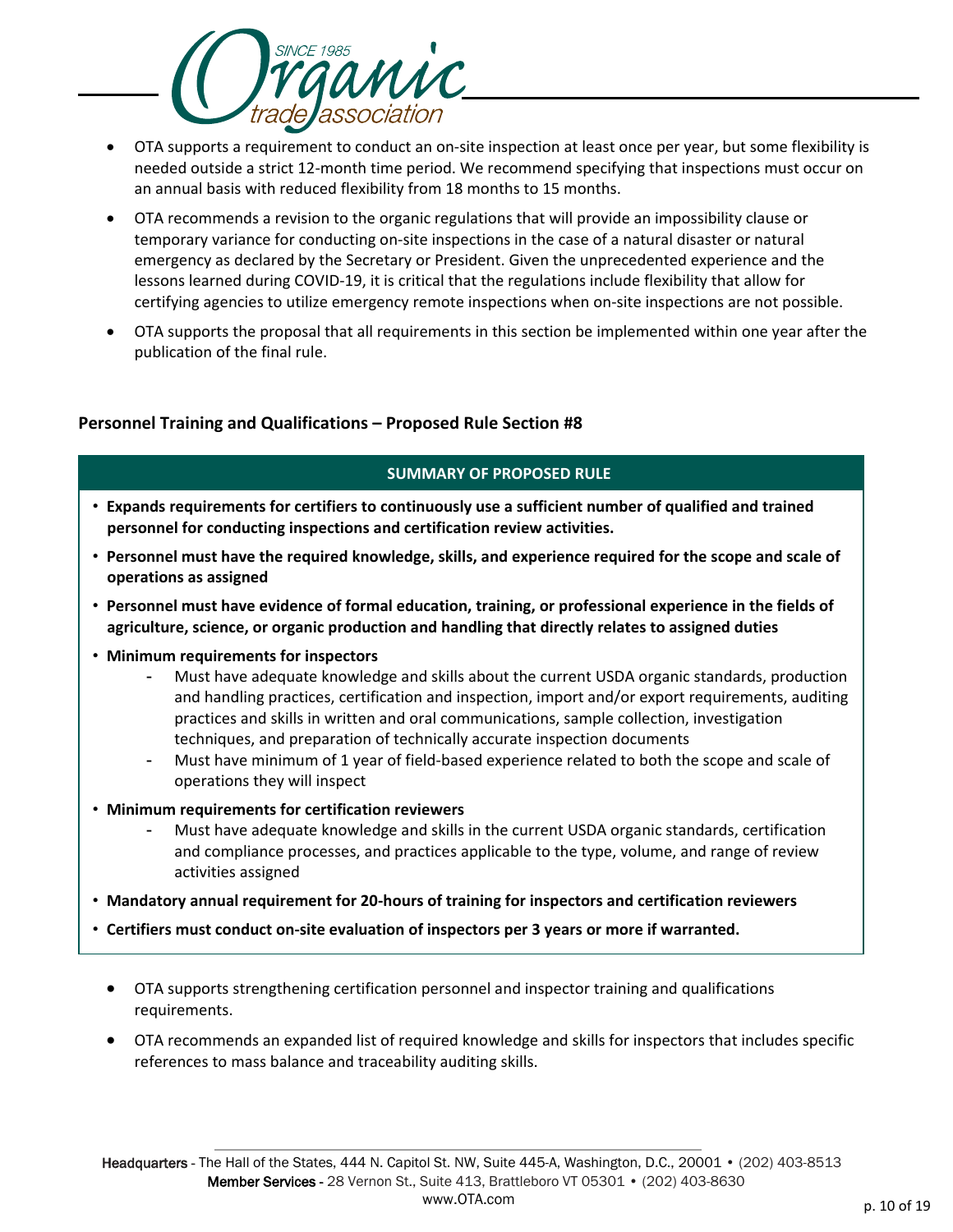- OTA supports a requirement to conduct an on-site inspection at least once per year, but some flexibility is needed outside a strict 12-month time period. We recommend specifying that inspections must occur on an annual basis with reduced flexibility from 18 months to 15 months.
- OTA recommends a revision to the organic regulations that will provide an impossibility clause or temporary variance for conducting on-site inspections in the case of a natural disaster or natural emergency as declared by the Secretary or President. Given the unprecedented experience and the lessons learned during COVID-19, it is critical that the regulations include flexibility that allow for certifying agencies to utilize emergency remote inspections when on-site inspections are not possible.
- OTA supports the proposal that all requirements in this section be implemented within one year after the publication of the final rule.

### Personnel Training and Qualifications – Proposed Rule Section #8

**SUMMARY OF PROPOSED RULE**

- **Expands requirements for certifiers to continuously use a sufficient number of qualified and trained personnel for conducting inspections and certification review activities.**
- **Personnel must have the required knowledge, skills, and experience required for the scope and scale of operations as assigned**
- **Personnel must have evidence of formal education, training, or professional experience in the fields of agriculture, science, or organic production and handling that directly relates to assigned duties**
- **Minimum requirements for inspectors**
  - Must have adequate knowledge and skills about the current USDA organic standards, production and handling practices, certification and inspection, import and/or export requirements, auditing practices and skills in written and oral communications, sample collection, investigation techniques, and preparation of technically accurate inspection documents
  - Must have minimum of 1 year of field-based experience related to both the scope and scale of operations they will inspect
- **Minimum requirements for certification reviewers**
  - Must have adequate knowledge and skills in the current USDA organic standards, certification and compliance processes, and practices applicable to the type, volume, and range of review activities assigned
- **Mandatory annual requirement for 20-hours of training for inspectors and certification reviewers**
- **Certifiers must conduct on-site evaluation of inspectors per 3 years or more if warranted.**

- OTA supports strengthening certification personnel and inspector training and qualifications requirements.
- OTA recommends an expanded list of required knowledge and skills for inspectors that includes specific references to mass balance and traceability auditing skills.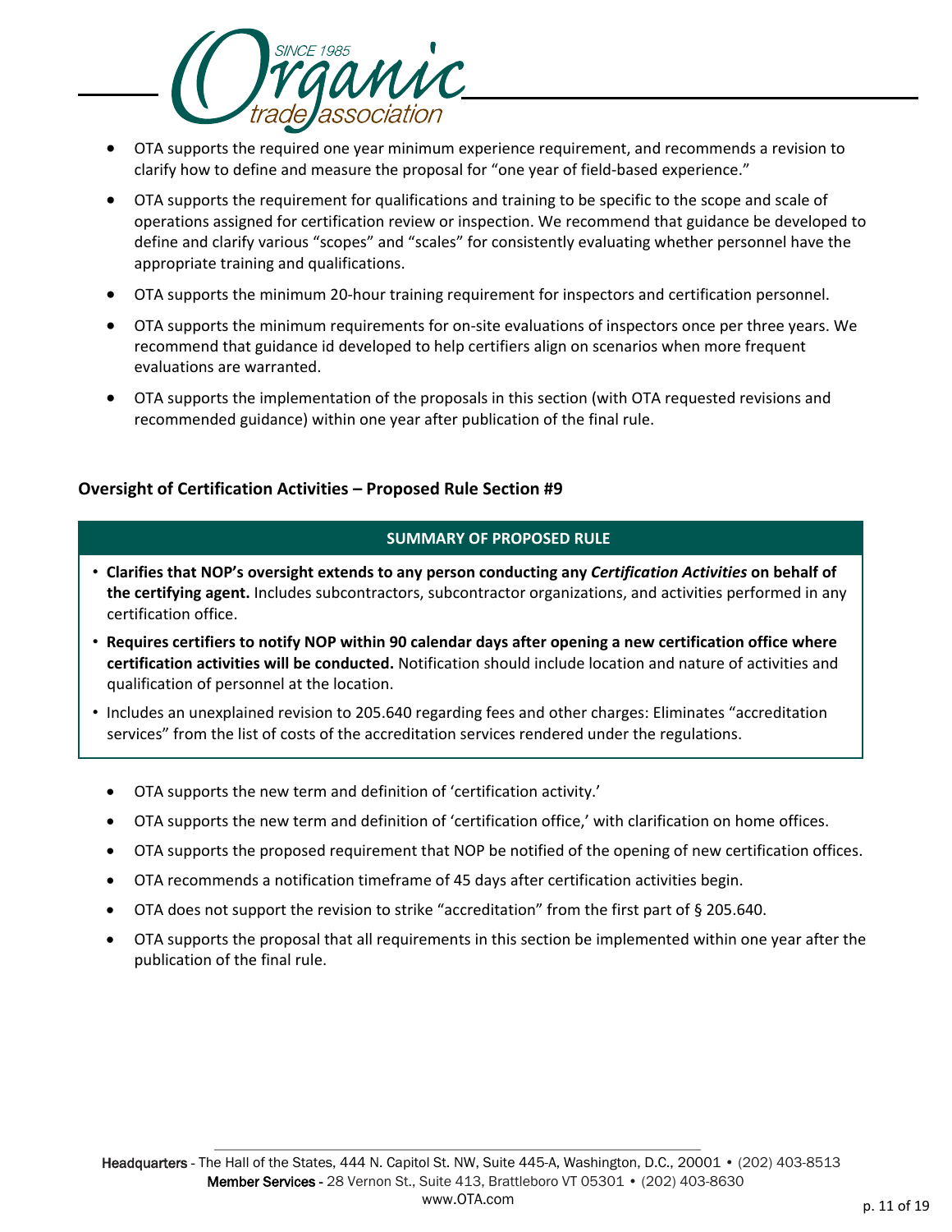- OTA supports the required one year minimum experience requirement, and recommends a revision to clarify how to define and measure the proposal for "one year of field-based experience."
- OTA supports the requirement for qualifications and training to be specific to the scope and scale of operations assigned for certification review or inspection. We recommend that guidance be developed to define and clarify various "scopes" and "scales" for consistently evaluating whether personnel have the appropriate training and qualifications.
- OTA supports the minimum 20-hour training requirement for inspectors and certification personnel.
- OTA supports the minimum requirements for on-site evaluations of inspectors once per three years. We recommend that guidance id developed to help certifiers align on scenarios when more frequent evaluations are warranted.
- OTA supports the implementation of the proposals in this section (with OTA requested revisions and recommended guidance) within one year after publication of the final rule.

## Oversight of Certification Activities – Proposed Rule Section #9

**SUMMARY OF PROPOSED RULE**

- **Clarifies that NOP's oversight extends to any person conducting any *Certification Activities* on behalf of the certifying agent.** Includes subcontractors, subcontractor organizations, and activities performed in any certification office.
- **Requires certifiers to notify NOP within 90 calendar days after opening a new certification office where certification activities will be conducted.** Notification should include location and nature of activities and qualification of personnel at the location.
- Includes an unexplained revision to 205.640 regarding fees and other charges: Eliminates "accreditation services" from the list of costs of the accreditation services rendered under the regulations.

- OTA supports the new term and definition of 'certification activity.'
- OTA supports the new term and definition of 'certification office,' with clarification on home offices.
- OTA supports the proposed requirement that NOP be notified of the opening of new certification offices.
- OTA recommends a notification timeframe of 45 days after certification activities begin.
- OTA does not support the revision to strike "accreditation" from the first part of § 205.640.
- OTA supports the proposal that all requirements in this section be implemented within one year after the publication of the final rule.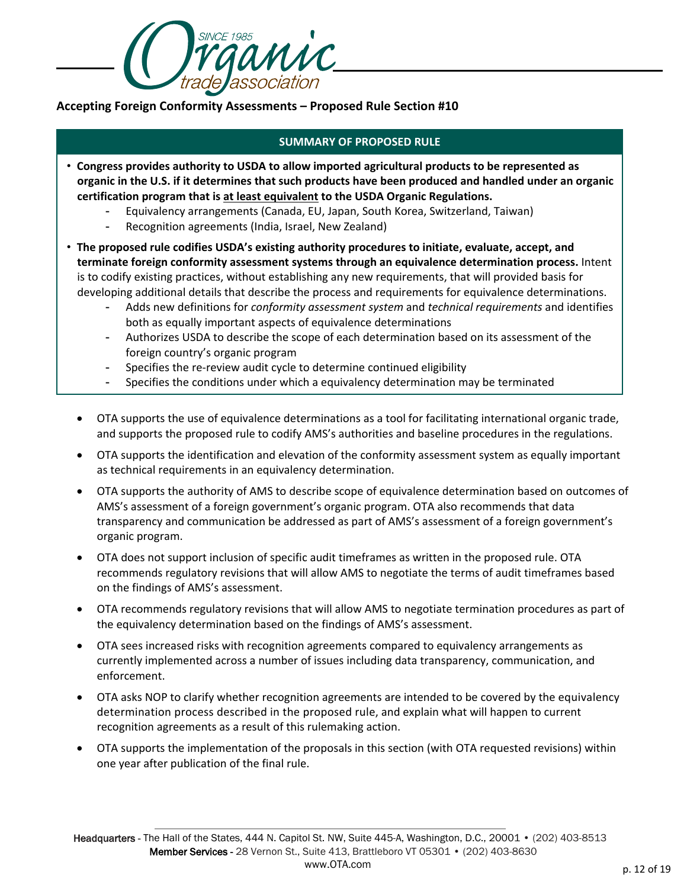## Accepting Foreign Conformity Assessments – Proposed Rule Section #10

**SUMMARY OF PROPOSED RULE**

- **Congress provides authority to USDA to allow imported agricultural products to be represented as organic in the U.S. if it determines that such products have been produced and handled under an organic certification program that is <u>at least equivalent</u> to the USDA Organic Regulations.**
  - Equivalency arrangements (Canada, EU, Japan, South Korea, Switzerland, Taiwan)
  - Recognition agreements (India, Israel, New Zealand)
- **The proposed rule codifies USDA's existing authority procedures to initiate, evaluate, accept, and terminate foreign conformity assessment systems through an equivalence determination process.** Intent is to codify existing practices, without establishing any new requirements, that will provided basis for developing additional details that describe the process and requirements for equivalence determinations.
  - Adds new definitions for *conformity assessment system* and *technical requirements* and identifies both as equally important aspects of equivalence determinations
  - Authorizes USDA to describe the scope of each determination based on its assessment of the foreign country's organic program
  - Specifies the re-review audit cycle to determine continued eligibility
  - Specifies the conditions under which a equivalency determination may be terminated

- OTA supports the use of equivalence determinations as a tool for facilitating international organic trade, and supports the proposed rule to codify AMS's authorities and baseline procedures in the regulations.
- OTA supports the identification and elevation of the conformity assessment system as equally important as technical requirements in an equivalency determination.
- OTA supports the authority of AMS to describe scope of equivalence determination based on outcomes of AMS's assessment of a foreign government's organic program. OTA also recommends that data transparency and communication be addressed as part of AMS's assessment of a foreign government's organic program.
- OTA does not support inclusion of specific audit timeframes as written in the proposed rule. OTA recommends regulatory revisions that will allow AMS to negotiate the terms of audit timeframes based on the findings of AMS's assessment.
- OTA recommends regulatory revisions that will allow AMS to negotiate termination procedures as part of the equivalency determination based on the findings of AMS's assessment.
- OTA sees increased risks with recognition agreements compared to equivalency arrangements as currently implemented across a number of issues including data transparency, communication, and enforcement.
- OTA asks NOP to clarify whether recognition agreements are intended to be covered by the equivalency determination process described in the proposed rule, and explain what will happen to current recognition agreements as a result of this rulemaking action.
- OTA supports the implementation of the proposals in this section (with OTA requested revisions) within one year after publication of the final rule.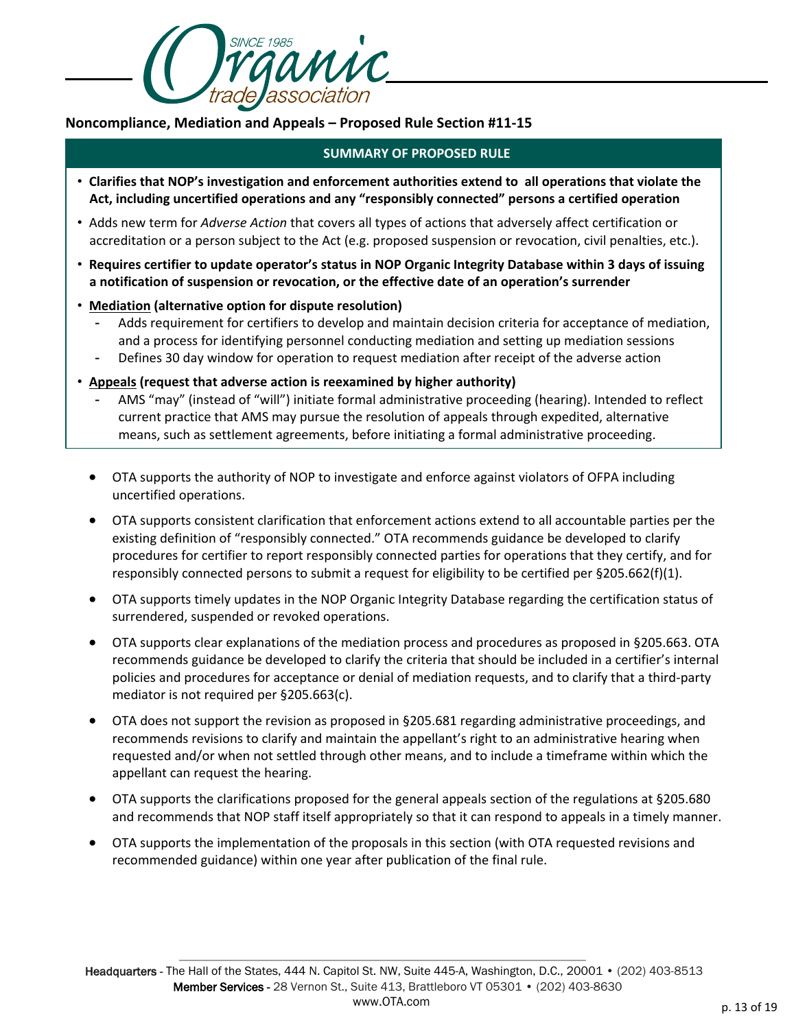## Noncompliance, Mediation and Appeals – Proposed Rule Section #11-15

**SUMMARY OF PROPOSED RULE**

- **Clarifies that NOP's investigation and enforcement authorities extend to all operations that violate the Act, including uncertified operations and any "responsibly connected" persons a certified operation**
- Adds new term for *Adverse Action* that covers all types of actions that adversely affect certification or accreditation or a person subject to the Act (e.g. proposed suspension or revocation, civil penalties, etc.).
- **Requires certifier to update operator's status in NOP Organic Integrity Database within 3 days of issuing a notification of suspension or revocation, or the effective date of an operation's surrender**
- **Mediation (alternative option for dispute resolution)**
  - Adds requirement for certifiers to develop and maintain decision criteria for acceptance of mediation, and a process for identifying personnel conducting mediation and setting up mediation sessions
  - Defines 30 day window for operation to request mediation after receipt of the adverse action
- **Appeals (request that adverse action is reexamined by higher authority)**
  - AMS "may" (instead of "will") initiate formal administrative proceeding (hearing). Intended to reflect current practice that AMS may pursue the resolution of appeals through expedited, alternative means, such as settlement agreements, before initiating a formal administrative proceeding.

- OTA supports the authority of NOP to investigate and enforce against violators of OFPA including uncertified operations.
- OTA supports consistent clarification that enforcement actions extend to all accountable parties per the existing definition of "responsibly connected." OTA recommends guidance be developed to clarify procedures for certifier to report responsibly connected parties for operations that they certify, and for responsibly connected persons to submit a request for eligibility to be certified per §205.662(f)(1).
- OTA supports timely updates in the NOP Organic Integrity Database regarding the certification status of surrendered, suspended or revoked operations.
- OTA supports clear explanations of the mediation process and procedures as proposed in §205.663. OTA recommends guidance be developed to clarify the criteria that should be included in a certifier's internal policies and procedures for acceptance or denial of mediation requests, and to clarify that a third-party mediator is not required per §205.663(c).
- OTA does not support the revision as proposed in §205.681 regarding administrative proceedings, and recommends revisions to clarify and maintain the appellant's right to an administrative hearing when requested and/or when not settled through other means, and to include a timeframe within which the appellant can request the hearing.
- OTA supports the clarifications proposed for the general appeals section of the regulations at §205.680 and recommends that NOP staff itself appropriately so that it can respond to appeals in a timely manner.
- OTA supports the implementation of the proposals in this section (with OTA requested revisions and recommended guidance) within one year after publication of the final rule.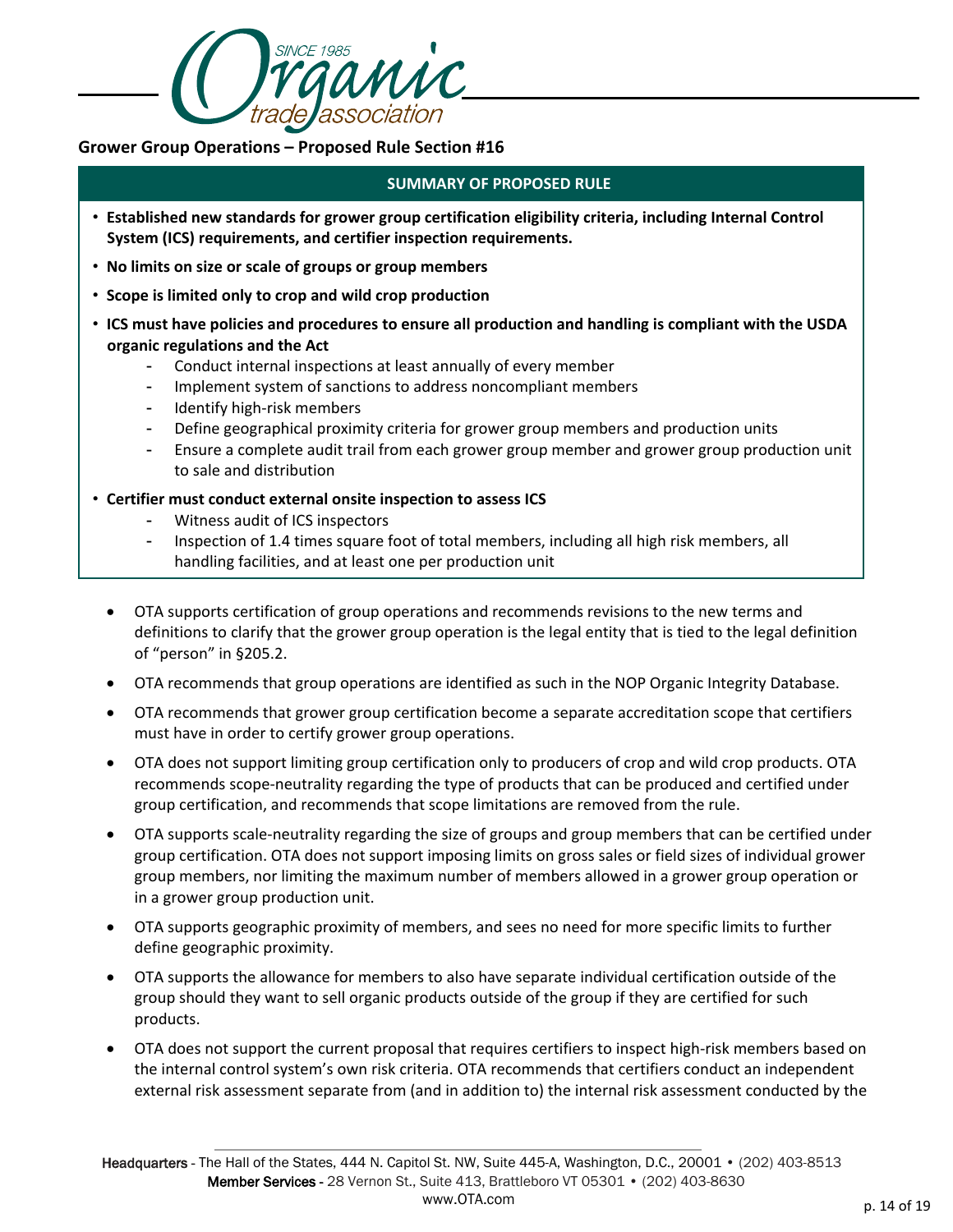**Grower Group Operations – Proposed Rule Section #16**

**SUMMARY OF PROPOSED RULE**

- **Established new standards for grower group certification eligibility criteria, including Internal Control System (ICS) requirements, and certifier inspection requirements.**
- **No limits on size or scale of groups or group members**
- **Scope is limited only to crop and wild crop production**
- **ICS must have policies and procedures to ensure all production and handling is compliant with the USDA organic regulations and the Act**
  - Conduct internal inspections at least annually of every member
  - Implement system of sanctions to address noncompliant members
  - Identify high-risk members
  - Define geographical proximity criteria for grower group members and production units
  - Ensure a complete audit trail from each grower group member and grower group production unit to sale and distribution
- **Certifier must conduct external onsite inspection to assess ICS**
  - Witness audit of ICS inspectors
  - Inspection of 1.4 times square foot of total members, including all high risk members, all handling facilities, and at least one per production unit

- OTA supports certification of group operations and recommends revisions to the new terms and definitions to clarify that the grower group operation is the legal entity that is tied to the legal definition of "person" in §205.2.
- OTA recommends that group operations are identified as such in the NOP Organic Integrity Database.
- OTA recommends that grower group certification become a separate accreditation scope that certifiers must have in order to certify grower group operations.
- OTA does not support limiting group certification only to producers of crop and wild crop products. OTA recommends scope-neutrality regarding the type of products that can be produced and certified under group certification, and recommends that scope limitations are removed from the rule.
- OTA supports scale-neutrality regarding the size of groups and group members that can be certified under group certification. OTA does not support imposing limits on gross sales or field sizes of individual grower group members, nor limiting the maximum number of members allowed in a grower group operation or in a grower group production unit.
- OTA supports geographic proximity of members, and sees no need for more specific limits to further define geographic proximity.
- OTA supports the allowance for members to also have separate individual certification outside of the group should they want to sell organic products outside of the group if they are certified for such products.
- OTA does not support the current proposal that requires certifiers to inspect high-risk members based on the internal control system's own risk criteria. OTA recommends that certifiers conduct an independent external risk assessment separate from (and in addition to) the internal risk assessment conducted by the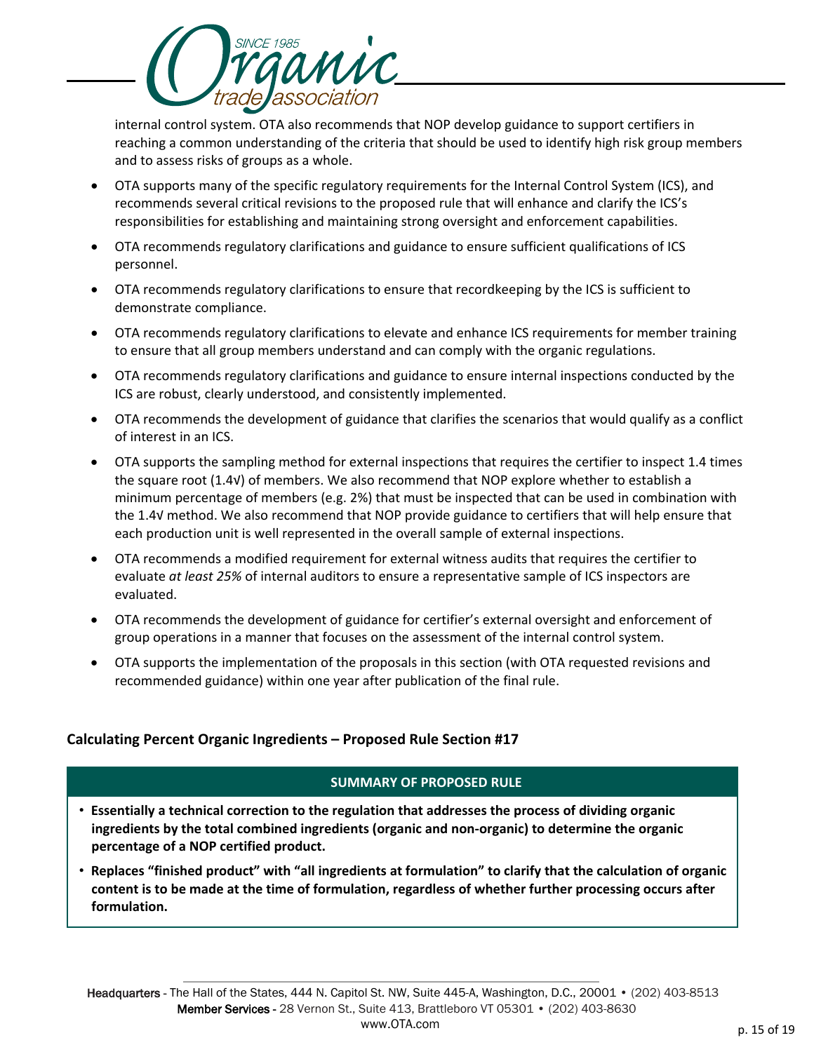internal control system. OTA also recommends that NOP develop guidance to support certifiers in reaching a common understanding of the criteria that should be used to identify high risk group members and to assess risks of groups as a whole.

- OTA supports many of the specific regulatory requirements for the Internal Control System (ICS), and recommends several critical revisions to the proposed rule that will enhance and clarify the ICS's responsibilities for establishing and maintaining strong oversight and enforcement capabilities.
- OTA recommends regulatory clarifications and guidance to ensure sufficient qualifications of ICS personnel.
- OTA recommends regulatory clarifications to ensure that recordkeeping by the ICS is sufficient to demonstrate compliance.
- OTA recommends regulatory clarifications to elevate and enhance ICS requirements for member training to ensure that all group members understand and can comply with the organic regulations.
- OTA recommends regulatory clarifications and guidance to ensure internal inspections conducted by the ICS are robust, clearly understood, and consistently implemented.
- OTA recommends the development of guidance that clarifies the scenarios that would qualify as a conflict of interest in an ICS.
- OTA supports the sampling method for external inspections that requires the certifier to inspect 1.4 times the square root (1.4√) of members. We also recommend that NOP explore whether to establish a minimum percentage of members (e.g. 2%) that must be inspected that can be used in combination with the 1.4√ method. We also recommend that NOP provide guidance to certifiers that will help ensure that each production unit is well represented in the overall sample of external inspections.
- OTA recommends a modified requirement for external witness audits that requires the certifier to evaluate *at least 25%* of internal auditors to ensure a representative sample of ICS inspectors are evaluated.
- OTA recommends the development of guidance for certifier's external oversight and enforcement of group operations in a manner that focuses on the assessment of the internal control system.
- OTA supports the implementation of the proposals in this section (with OTA requested revisions and recommended guidance) within one year after publication of the final rule.

## Calculating Percent Organic Ingredients – Proposed Rule Section #17

**SUMMARY OF PROPOSED RULE**

- **Essentially a technical correction to the regulation that addresses the process of dividing organic ingredients by the total combined ingredients (organic and non-organic) to determine the organic percentage of a NOP certified product.**
- **Replaces "finished product" with "all ingredients at formulation" to clarify that the calculation of organic content is to be made at the time of formulation, regardless of whether further processing occurs after formulation.**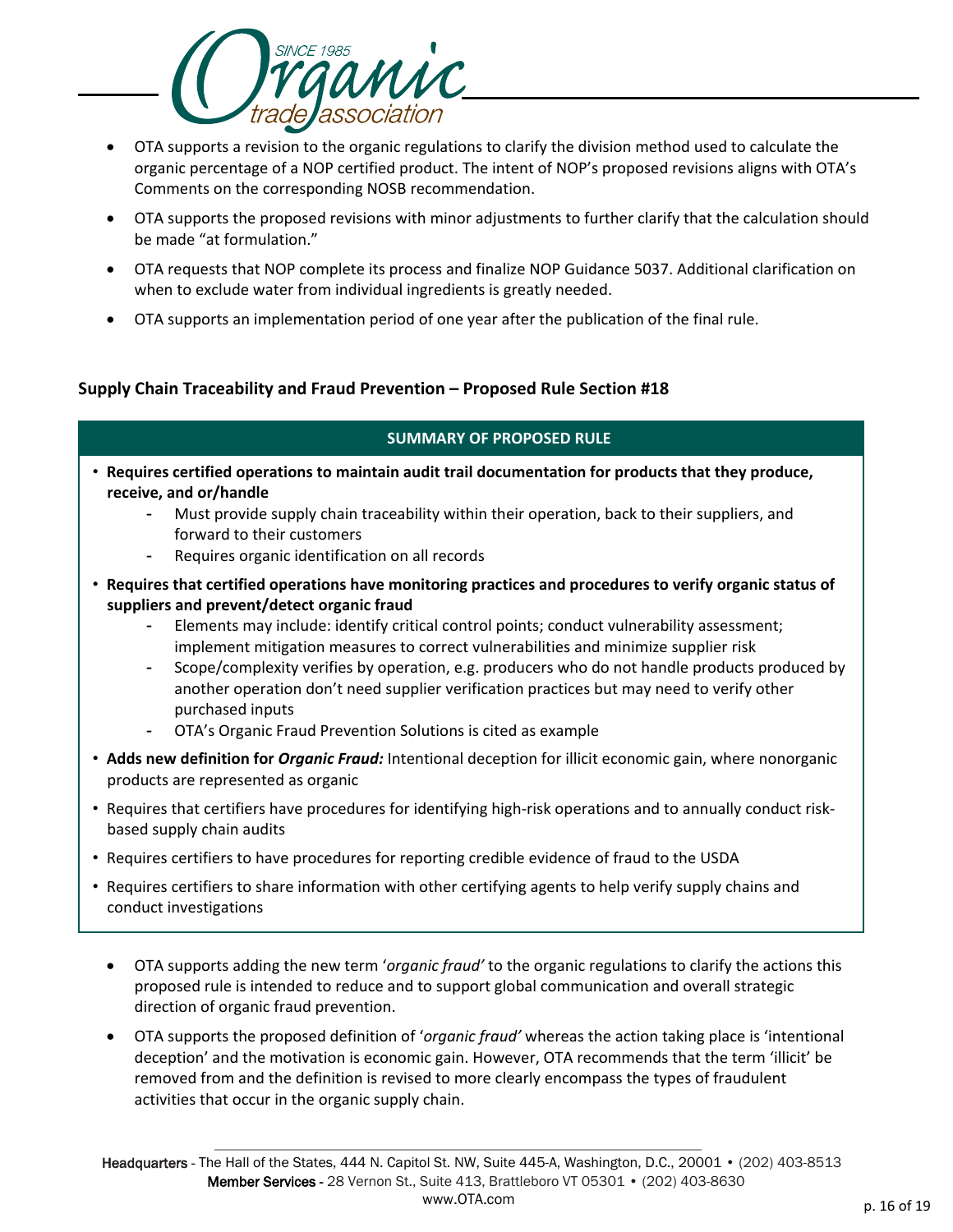- OTA supports a revision to the organic regulations to clarify the division method used to calculate the organic percentage of a NOP certified product. The intent of NOP's proposed revisions aligns with OTA's Comments on the corresponding NOSB recommendation.
- OTA supports the proposed revisions with minor adjustments to further clarify that the calculation should be made "at formulation."
- OTA requests that NOP complete its process and finalize NOP Guidance 5037. Additional clarification on when to exclude water from individual ingredients is greatly needed.
- OTA supports an implementation period of one year after the publication of the final rule.

## Supply Chain Traceability and Fraud Prevention – Proposed Rule Section #18

**SUMMARY OF PROPOSED RULE**

- **Requires certified operations to maintain audit trail documentation for products that they produce, receive, and or/handle**
  - Must provide supply chain traceability within their operation, back to their suppliers, and forward to their customers
  - Requires organic identification on all records
- **Requires that certified operations have monitoring practices and procedures to verify organic status of suppliers and prevent/detect organic fraud**
  - Elements may include: identify critical control points; conduct vulnerability assessment; implement mitigation measures to correct vulnerabilities and minimize supplier risk
  - Scope/complexity verifies by operation, e.g. producers who do not handle products produced by another operation don't need supplier verification practices but may need to verify other purchased inputs
  - OTA's Organic Fraud Prevention Solutions is cited as example
- **Adds new definition for *Organic Fraud:*** Intentional deception for illicit economic gain, where nonorganic products are represented as organic
- Requires that certifiers have procedures for identifying high-risk operations and to annually conduct risk-based supply chain audits
- Requires certifiers to have procedures for reporting credible evidence of fraud to the USDA
- Requires certifiers to share information with other certifying agents to help verify supply chains and conduct investigations

- OTA supports adding the new term '*organic fraud'* to the organic regulations to clarify the actions this proposed rule is intended to reduce and to support global communication and overall strategic direction of organic fraud prevention.
- OTA supports the proposed definition of '*organic fraud'* whereas the action taking place is 'intentional deception' and the motivation is economic gain. However, OTA recommends that the term 'illicit' be removed from and the definition is revised to more clearly encompass the types of fraudulent activities that occur in the organic supply chain.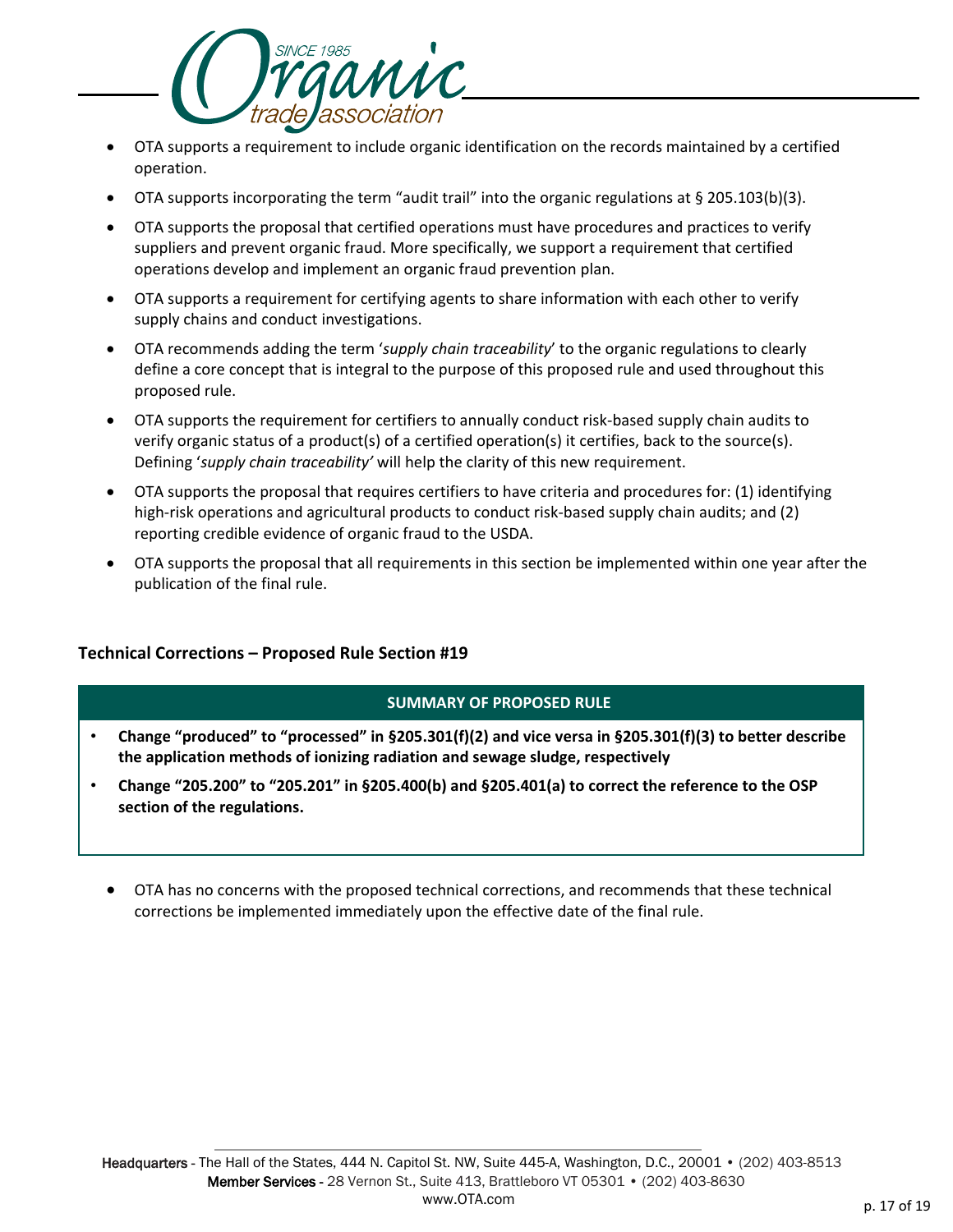- OTA supports a requirement to include organic identification on the records maintained by a certified operation.
- OTA supports incorporating the term "audit trail" into the organic regulations at § 205.103(b)(3).
- OTA supports the proposal that certified operations must have procedures and practices to verify suppliers and prevent organic fraud. More specifically, we support a requirement that certified operations develop and implement an organic fraud prevention plan.
- OTA supports a requirement for certifying agents to share information with each other to verify supply chains and conduct investigations.
- OTA recommends adding the term '*supply chain traceability*' to the organic regulations to clearly define a core concept that is integral to the purpose of this proposed rule and used throughout this proposed rule.
- OTA supports the requirement for certifiers to annually conduct risk-based supply chain audits to verify organic status of a product(s) of a certified operation(s) it certifies, back to the source(s). Defining '*supply chain traceability'* will help the clarity of this new requirement.
- OTA supports the proposal that requires certifiers to have criteria and procedures for: (1) identifying high-risk operations and agricultural products to conduct risk-based supply chain audits; and (2) reporting credible evidence of organic fraud to the USDA.
- OTA supports the proposal that all requirements in this section be implemented within one year after the publication of the final rule.

### Technical Corrections – Proposed Rule Section #19

**SUMMARY OF PROPOSED RULE**

- **Change "produced" to "processed" in §205.301(f)(2) and vice versa in §205.301(f)(3) to better describe the application methods of ionizing radiation and sewage sludge, respectively**
- **Change "205.200" to "205.201" in §205.400(b) and §205.401(a) to correct the reference to the OSP section of the regulations.**

- OTA has no concerns with the proposed technical corrections, and recommends that these technical corrections be implemented immediately upon the effective date of the final rule.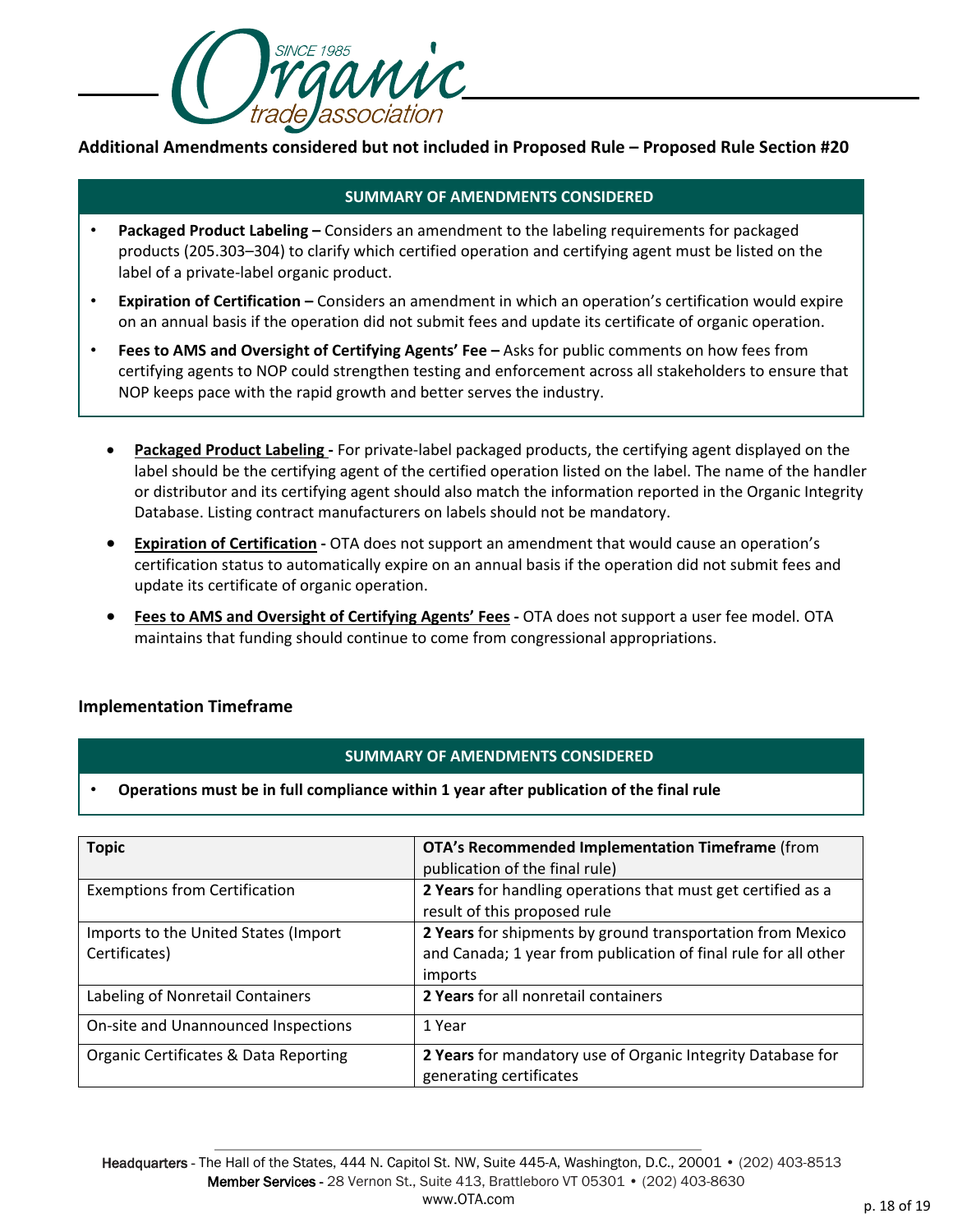**Additional Amendments considered but not included in Proposed Rule – Proposed Rule Section #20**

| SUMMARY OF AMENDMENTS CONSIDERED |
|---|
| • **Packaged Product Labeling –** Considers an amendment to the labeling requirements for packaged products (205.303–304) to clarify which certified operation and certifying agent must be listed on the label of a private-label organic product. |
| • **Expiration of Certification –** Considers an amendment in which an operation's certification would expire on an annual basis if the operation did not submit fees and update its certificate of organic operation. |
| • **Fees to AMS and Oversight of Certifying Agents' Fee –** Asks for public comments on how fees from certifying agents to NOP could strengthen testing and enforcement across all stakeholders to ensure that NOP keeps pace with the rapid growth and better serves the industry. |

- **Packaged Product Labeling -** For private-label packaged products, the certifying agent displayed on the label should be the certifying agent of the certified operation listed on the label. The name of the handler or distributor and its certifying agent should also match the information reported in the Organic Integrity Database. Listing contract manufacturers on labels should not be mandatory.
- **Expiration of Certification -** OTA does not support an amendment that would cause an operation's certification status to automatically expire on an annual basis if the operation did not submit fees and update its certificate of organic operation.
- **Fees to AMS and Oversight of Certifying Agents' Fees -** OTA does not support a user fee model. OTA maintains that funding should continue to come from congressional appropriations.

## Implementation Timeframe

| SUMMARY OF AMENDMENTS CONSIDERED |
|---|
| • **Operations must be in full compliance within 1 year after publication of the final rule** |

| **Topic** | **OTA's Recommended Implementation Timeframe** (from publication of the final rule) |
|---|---|
| Exemptions from Certification | **2 Years** for handling operations that must get certified as a result of this proposed rule |
| Imports to the United States (Import Certificates) | **2 Years** for shipments by ground transportation from Mexico and Canada; 1 year from publication of final rule for all other imports |
| Labeling of Nonretail Containers | **2 Years** for all nonretail containers |
| On-site and Unannounced Inspections | 1 Year |
| Organic Certificates & Data Reporting | **2 Years** for mandatory use of Organic Integrity Database for generating certificates |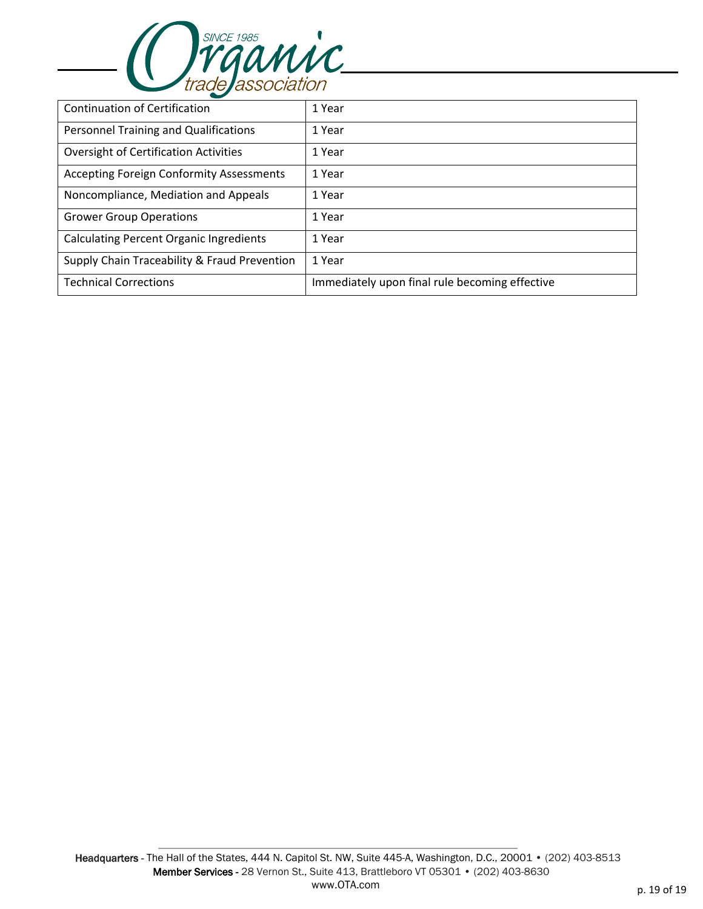| | |
|---|---|
| Continuation of Certification | 1 Year |
| Personnel Training and Qualifications | 1 Year |
| Oversight of Certification Activities | 1 Year |
| Accepting Foreign Conformity Assessments | 1 Year |
| Noncompliance, Mediation and Appeals | 1 Year |
| Grower Group Operations | 1 Year |
| Calculating Percent Organic Ingredients | 1 Year |
| Supply Chain Traceability & Fraud Prevention | 1 Year |
| Technical Corrections | Immediately upon final rule becoming effective |